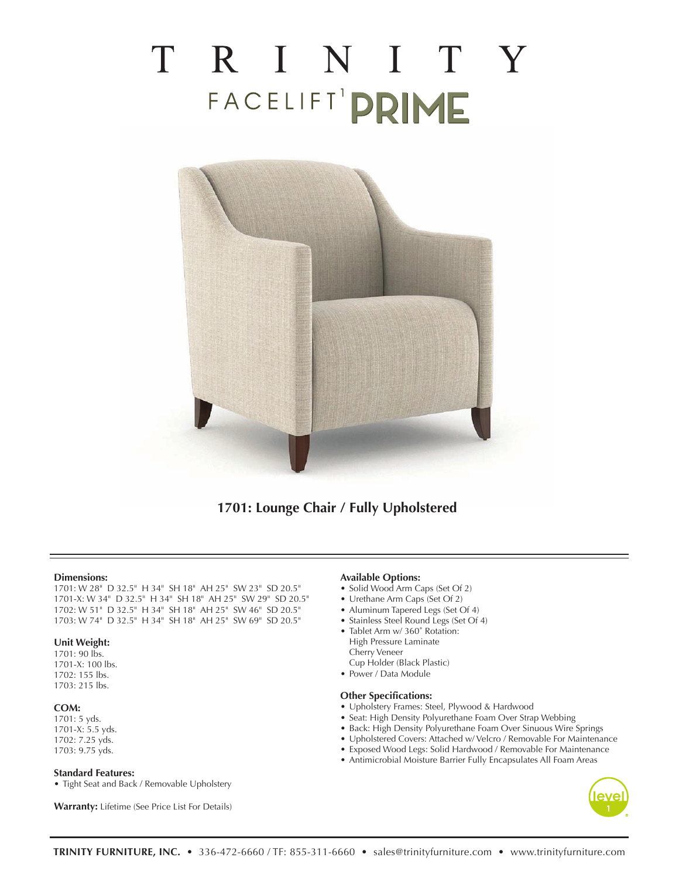# TRINITY

## FACELIFT[1] PRIME

**1701: Lounge Chair / Fully Upholstered**

**Dimensions:**
1701: W 28" D 32.5" H 34" SH 18" AH 25" SW 23" SD 20.5"
1701-X: W 34" D 32.5" H 34" SH 18" AH 25" SW 29" SD 20.5"
1702: W 51" D 32.5" H 34" SH 18" AH 25" SW 46" SD 20.5"
1703: W 74" D 32.5" H 34" SH 18" AH 25" SW 69" SD 20.5"

**Unit Weight:**
1701: 90 lbs.
1701-X: 100 lbs.
1702: 155 lbs.
1703: 215 lbs.

**COM:**
1701: 5 yds.
1701-X: 5.5 yds.
1702: 7.25 yds.
1703: 9.75 yds.

**Standard Features:**
- Tight Seat and Back / Removable Upholstery

**Warranty:** Lifetime (See Price List For Details)

**Available Options:**
- Solid Wood Arm Caps (Set Of 2)
- Urethane Arm Caps (Set Of 2)
- Aluminum Tapered Legs (Set Of 4)
- Stainless Steel Round Legs (Set Of 4)
- Tablet Arm w/ 360˚ Rotation:
  High Pressure Laminate
  Cherry Veneer
  Cup Holder (Black Plastic)
- Power / Data Module

**Other Specifications:**
- Upholstery Frames: Steel, Plywood & Hardwood
- Seat: High Density Polyurethane Foam Over Strap Webbing
- Back: High Density Polyurethane Foam Over Sinuous Wire Springs
- Upholstered Covers: Attached w/ Velcro / Removable For Maintenance
- Exposed Wood Legs: Solid Hardwood / Removable For Maintenance
- Antimicrobial Moisture Barrier Fully Encapsulates All Foam Areas

level 1

**TRINITY FURNITURE, INC.** • 336-472-6660 / TF: 855-311-6660 • sales@trinityfurniture.com • www.trinityfurniture.com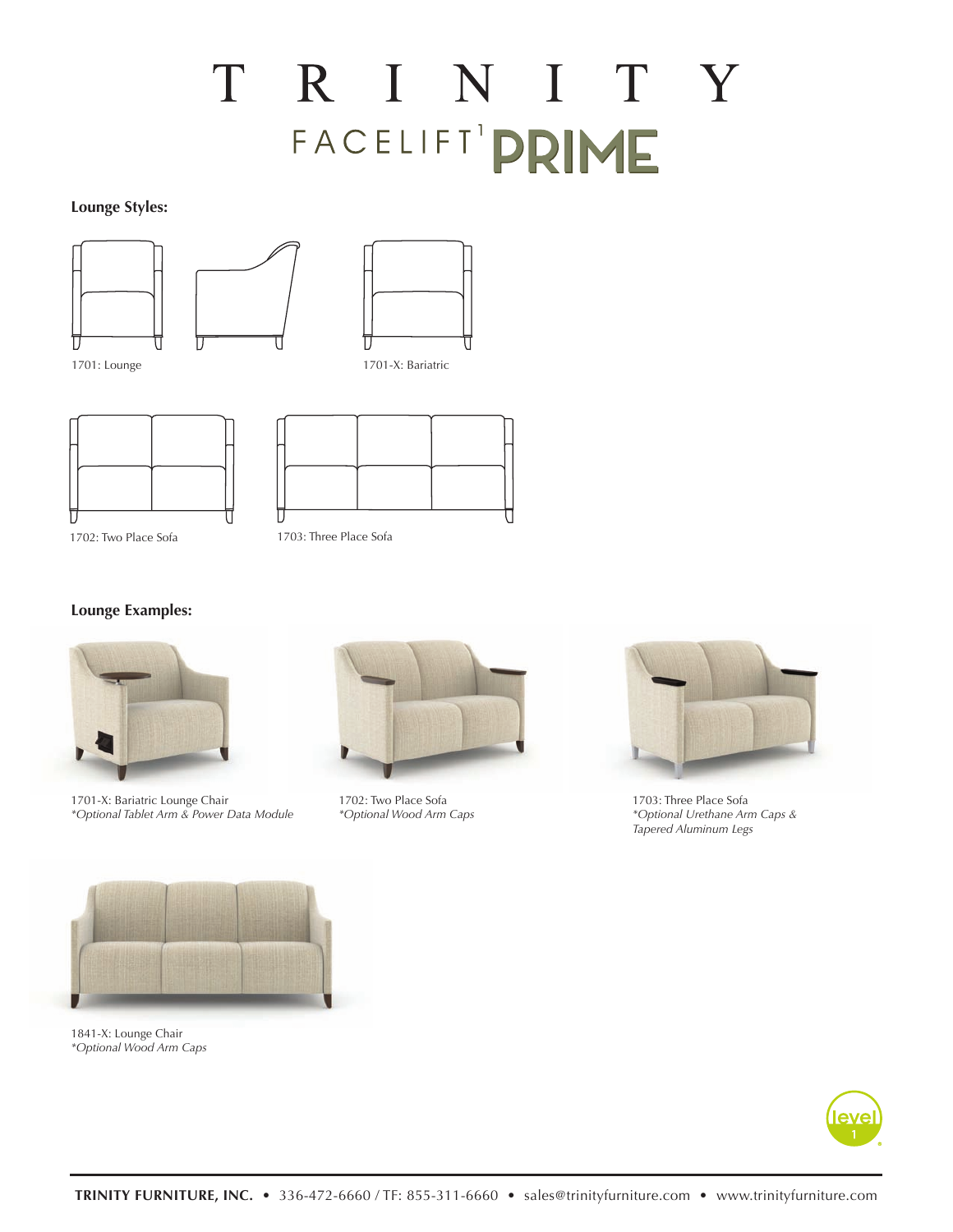# TRINITY

## FACELIFT[1] PRIME

**Lounge Styles:**

1701: Lounge

1701-X: Bariatric

1702: Two Place Sofa

1703: Three Place Sofa

**Lounge Examples:**

1701-X: Bariatric Lounge Chair
*\*Optional Tablet Arm & Power Data Module*

1702: Two Place Sofa
*\*Optional Wood Arm Caps*

1703: Three Place Sofa
*\*Optional Urethane Arm Caps & Tapered Aluminum Legs*

1841-X: Lounge Chair
*\*Optional Wood Arm Caps*

**TRINITY FURNITURE, INC.** • 336-472-6660 / TF: 855-311-6660 • sales@trinityfurniture.com • www.trinityfurniture.com